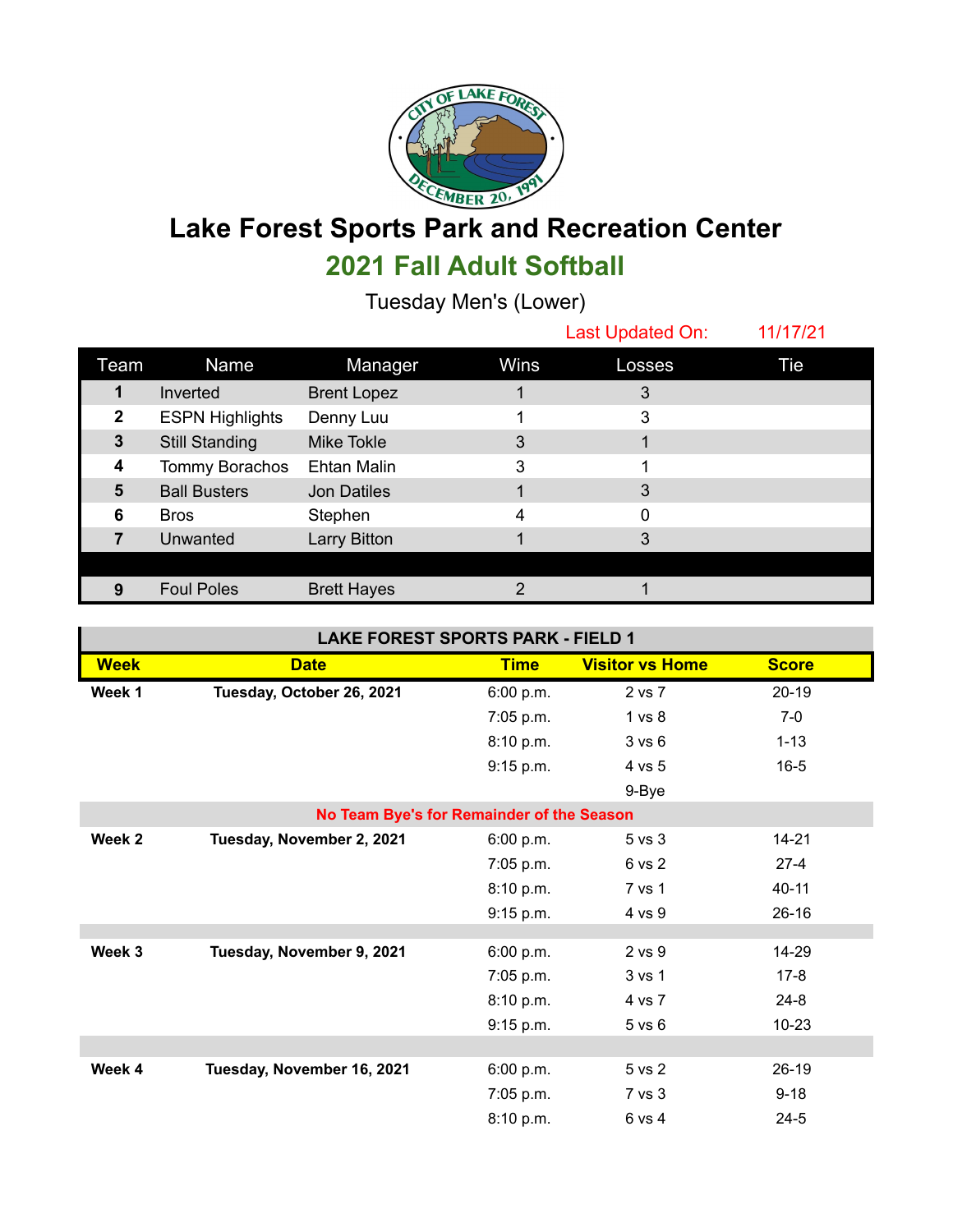# Lake Forest Sports Park and Recreation Center

## 2021 Fall Adult Softball

Tuesday Men's (Lower)

Last Updated On: 11/17/21

| Team | Name | Manager | Wins | Losses | Tie |
|---|---|---|---|---|---|
| 1 | Inverted | Brent Lopez | 1 | 3 | |
| 2 | ESPN Highlights | Denny Luu | 1 | 3 | |
| 3 | Still Standing | Mike Tokle | 3 | 1 | |
| 4 | Tommy Borachos | Ehtan Malin | 3 | 1 | |
| 5 | Ball Busters | Jon Datiles | 1 | 3 | |
| 6 | Bros | Stephen | 4 | 0 | |
| 7 | Unwanted | Larry Bitton | 1 | 3 | |
| | | | | | |
| 9 | Foul Poles | Brett Hayes | 2 | 1 | |

**LAKE FOREST SPORTS PARK - FIELD 1**

| Week | Date | Time | Visitor vs Home | Score |
|---|---|---|---|---|
| **Week 1** | **Tuesday, October 26, 2021** | 6:00 p.m. | 2 vs 7 | 20-19 |
| | | 7:05 p.m. | 1 vs 8 | 7-0 |
| | | 8:10 p.m. | 3 vs 6 | 1-13 |
| | | 9:15 p.m. | 4 vs 5 | 16-5 |
| | | | 9-Bye | |
| | **No Team Bye's for Remainder of the Season** | | | |
| **Week 2** | **Tuesday, November 2, 2021** | 6:00 p.m. | 5 vs 3 | 14-21 |
| | | 7:05 p.m. | 6 vs 2 | 27-4 |
| | | 8:10 p.m. | 7 vs 1 | 40-11 |
| | | 9:15 p.m. | 4 vs 9 | 26-16 |
| **Week 3** | **Tuesday, November 9, 2021** | 6:00 p.m. | 2 vs 9 | 14-29 |
| | | 7:05 p.m. | 3 vs 1 | 17-8 |
| | | 8:10 p.m. | 4 vs 7 | 24-8 |
| | | 9:15 p.m. | 5 vs 6 | 10-23 |
| **Week 4** | **Tuesday, November 16, 2021** | 6:00 p.m. | 5 vs 2 | 26-19 |
| | | 7:05 p.m. | 7 vs 3 | 9-18 |
| | | 8:10 p.m. | 6 vs 4 | 24-5 |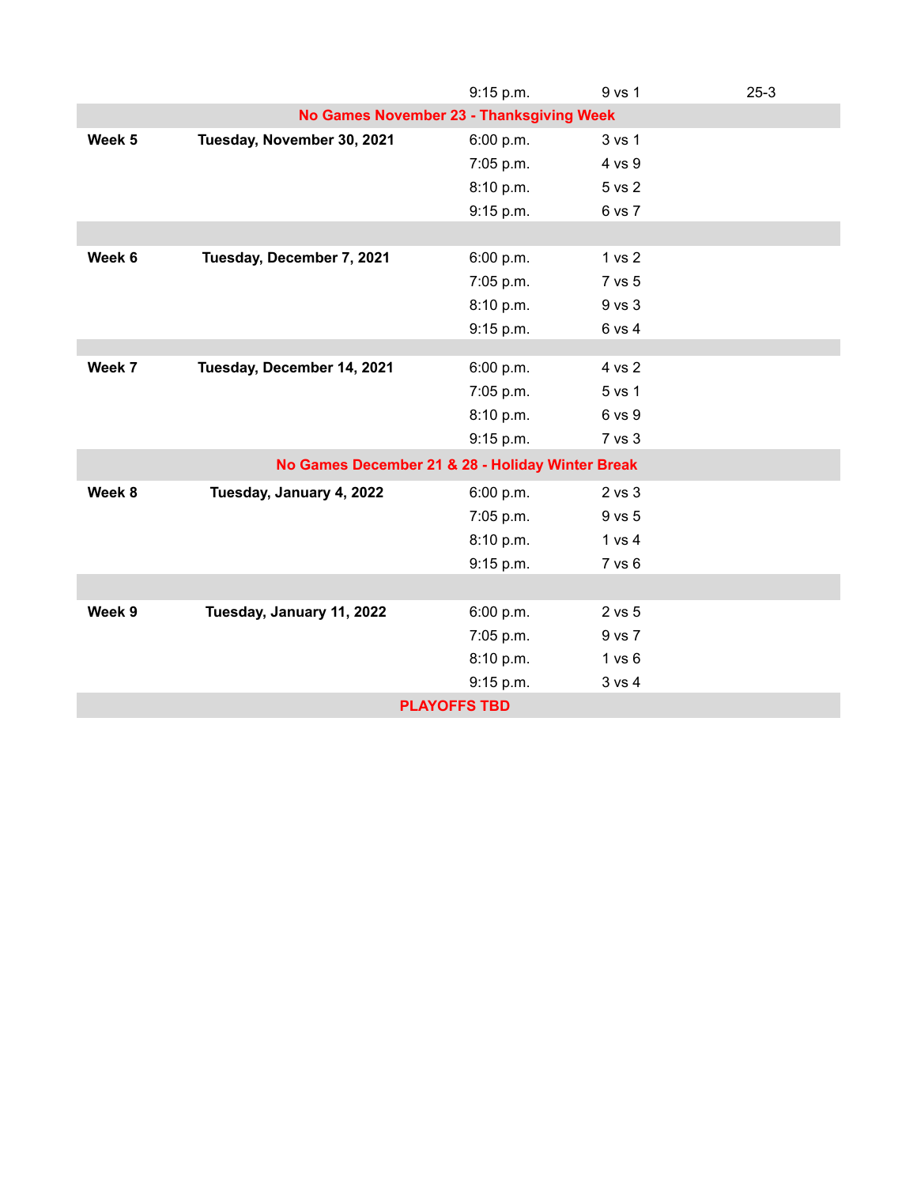| | | | | |
|---|---|---|---|---|
| | | 9:15 p.m. | 9 vs 1 | 25-3 |
| **No Games November 23 - Thanksgiving Week** | | | | |
| **Week 5** | **Tuesday, November 30, 2021** | 6:00 p.m. | 3 vs 1 | |
| | | 7:05 p.m. | 4 vs 9 | |
| | | 8:10 p.m. | 5 vs 2 | |
| | | 9:15 p.m. | 6 vs 7 | |
| | | | | |
| **Week 6** | **Tuesday, December 7, 2021** | 6:00 p.m. | 1 vs 2 | |
| | | 7:05 p.m. | 7 vs 5 | |
| | | 8:10 p.m. | 9 vs 3 | |
| | | 9:15 p.m. | 6 vs 4 | |
| | | | | |
| **Week 7** | **Tuesday, December 14, 2021** | 6:00 p.m. | 4 vs 2 | |
| | | 7:05 p.m. | 5 vs 1 | |
| | | 8:10 p.m. | 6 vs 9 | |
| | | 9:15 p.m. | 7 vs 3 | |
| **No Games December 21 & 28 - Holiday Winter Break** | | | | |
| **Week 8** | **Tuesday, January 4, 2022** | 6:00 p.m. | 2 vs 3 | |
| | | 7:05 p.m. | 9 vs 5 | |
| | | 8:10 p.m. | 1 vs 4 | |
| | | 9:15 p.m. | 7 vs 6 | |
| | | | | |
| **Week 9** | **Tuesday, January 11, 2022** | 6:00 p.m. | 2 vs 5 | |
| | | 7:05 p.m. | 9 vs 7 | |
| | | 8:10 p.m. | 1 vs 6 | |
| | | 9:15 p.m. | 3 vs 4 | |
| **PLAYOFFS TBD** | | | | |